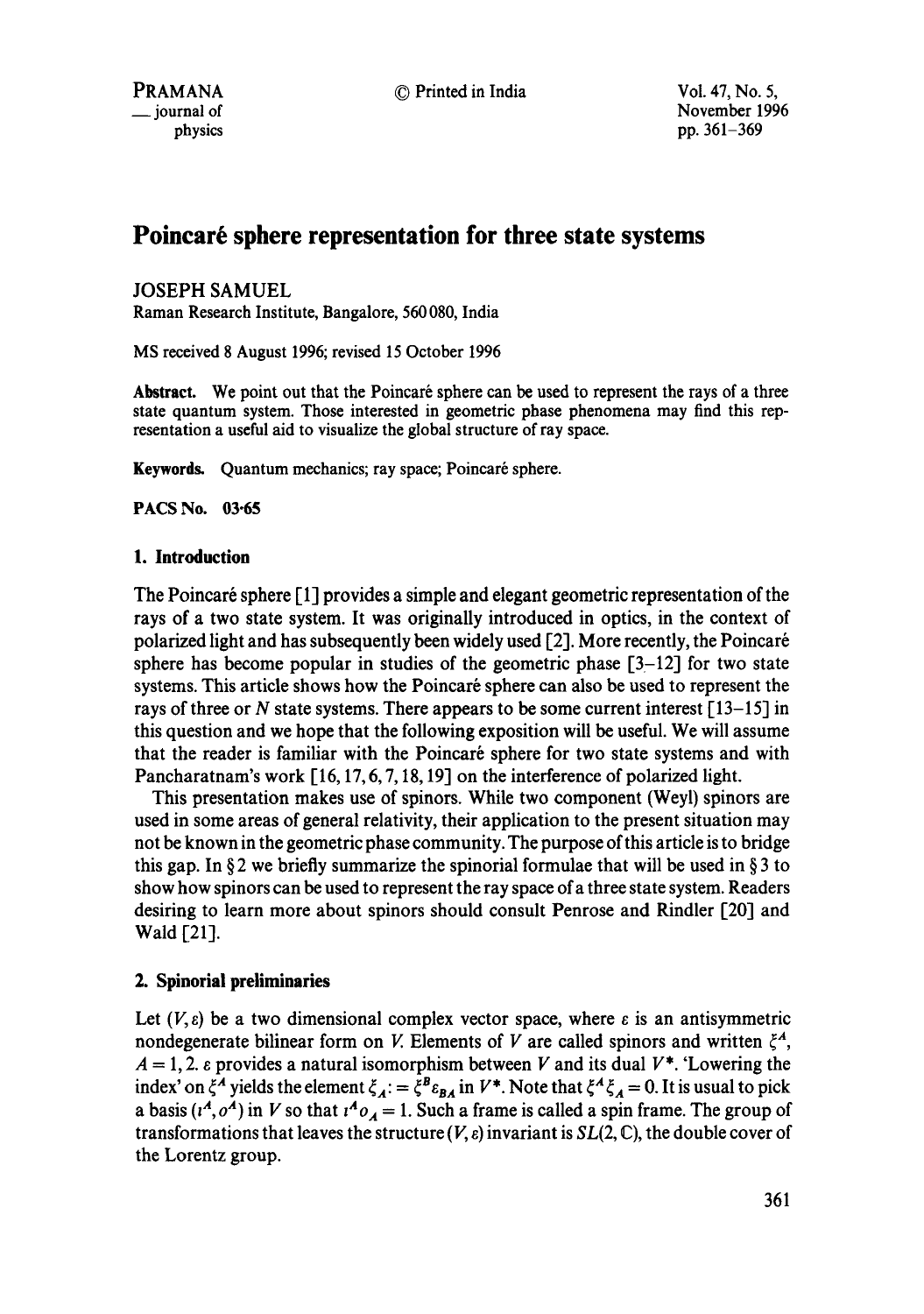# Poincaré sphere representation for three state systems

JOSEPH SAMUEL

Raman Research Institute, Bangalore, 560 080, India

MS received 8 August 1996; revised 15 October 1996

**Abstract.** We point out that the Poincaré sphere can be used to represent the rays of a three state quantum system. Those interested in geometric phase phenomena may find this representation a useful aid to visualize the global structure of ray space.

**Keywords.** Quantum mechanics; ray space; Poincaré sphere.

**PACS No.** 03·65

## 1. Introduction

The Poincaré sphere [1] provides a simple and elegant geometric representation of the rays of a two state system. It was originally introduced in optics, in the context of polarized light and has subsequently been widely used [2]. More recently, the Poincaré sphere has become popular in studies of the geometric phase [3–12] for two state systems. This article shows how the Poincaré sphere can also be used to represent the rays of three or $N$ state systems. There appears to be some current interest [13–15] in this question and we hope that the following exposition will be useful. We will assume that the reader is familiar with the Poincaré sphere for two state systems and with Pancharatnam's work [16, 17, 6, 7, 18, 19] on the interference of polarized light.

This presentation makes use of spinors. While two component (Weyl) spinors are used in some areas of general relativity, their application to the present situation may not be known in the geometric phase community. The purpose of this article is to bridge this gap. In § 2 we briefly summarize the spinorial formulae that will be used in § 3 to show how spinors can be used to represent the ray space of a three state system. Readers desiring to learn more about spinors should consult Penrose and Rindler [20] and Wald [21].

## 2. Spinorial preliminaries

Let $(V, \varepsilon)$ be a two dimensional complex vector space, where $\varepsilon$ is an antisymmetric nondegenerate bilinear form on $V$. Elements of $V$ are called spinors and written $\xi^A$, $A = 1, 2$. $\varepsilon$ provides a natural isomorphism between $V$ and its dual $V^*$. 'Lowering the index' on $\xi^A$ yields the element $\xi_A := \xi^B \varepsilon_{BA}$ in $V^*$. Note that $\xi^A \xi_A = 0$. It is usual to pick a basis $(\iota^A, o^A)$ in $V$ so that $\iota^A o_A = 1$. Such a frame is called a spin frame. The group of transformations that leaves the structure $(V, \varepsilon)$ invariant is $SL(2, \mathbb{C})$, the double cover of the Lorentz group.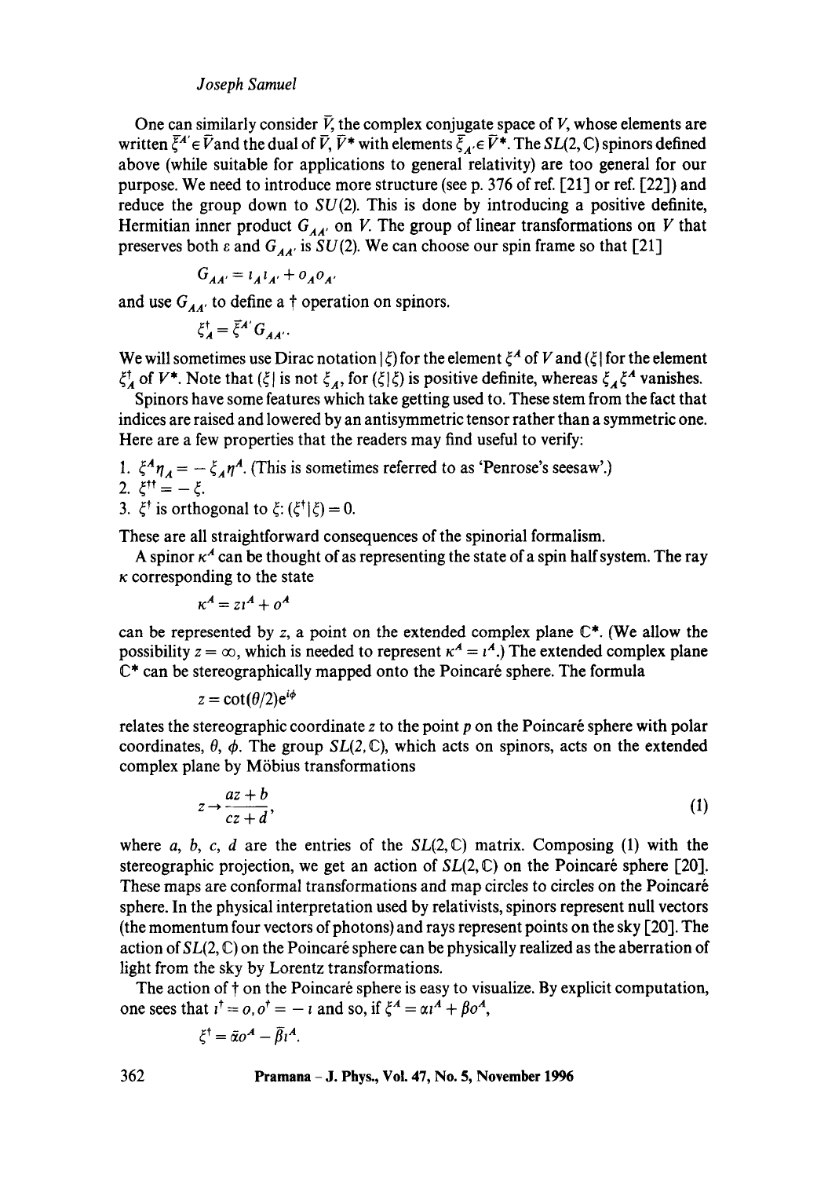One can similarly consider $\bar{V}$, the complex conjugate space of $V$, whose elements are written $\bar{\xi}^{A'} \in \bar{V}$ and the dual of $\bar{V}$, $\bar{V}^*$ with elements $\bar{\xi}_{A'} \in \bar{V}^*$. The $SL(2, \mathbb{C})$ spinors defined above (while suitable for applications to general relativity) are too general for our purpose. We need to introduce more structure (see p. 376 of ref. [21] or ref. [22]) and reduce the group down to $SU(2)$. This is done by introducing a positive definite, Hermitian inner product $G_{AA'}$ on $V$. The group of linear transformations on $V$ that preserves both $\varepsilon$ and $G_{AA'}$ is $SU(2)$. We can choose our spin frame so that [21]

$$G_{AA'} = \iota_A \iota_{A'} + o_A o_{A'}$$

and use $G_{AA'}$ to define a $\dagger$ operation on spinors.

$$\xi^\dagger_A = \bar{\xi}^{A'} G_{AA'}.$$

We will sometimes use Dirac notation $|\xi)$ for the element $\xi^A$ of $V$ and $(\xi|$ for the element $\xi^\dagger_A$ of $V^*$. Note that $(\xi|$ is not $\xi_A$, for $(\xi|\xi)$ is positive definite, whereas $\xi_A \xi^A$ vanishes.

Spinors have some features which take getting used to. These stem from the fact that indices are raised and lowered by an antisymmetric tensor rather than a symmetric one. Here are a few properties that the readers may find useful to verify:

1. $\xi^A \eta_A = -\xi_A \eta^A$. (This is sometimes referred to as 'Penrose's seesaw'.)
2. $\xi^{\dagger\dagger} = -\xi$.
3. $\xi^\dagger$ is orthogonal to $\xi$: $(\xi^\dagger|\xi) = 0$.

These are all straightforward consequences of the spinorial formalism.

A spinor $\kappa^A$ can be thought of as representing the state of a spin half system. The ray $\kappa$ corresponding to the state

$$\kappa^A = z\iota^A + o^A$$

can be represented by $z$, a point on the extended complex plane $\mathbb{C}^*$. (We allow the possibility $z = \infty$, which is needed to represent $\kappa^A = \iota^A$.) The extended complex plane $\mathbb{C}^*$ can be stereographically mapped onto the Poincaré sphere. The formula

$$z = \cot(\theta/2)\mathrm{e}^{i\phi}$$

relates the stereographic coordinate $z$ to the point $p$ on the Poincaré sphere with polar coordinates, $\theta$, $\phi$. The group $SL(2, \mathbb{C})$, which acts on spinors, acts on the extended complex plane by Möbius transformations

$$z \rightarrow \frac{az + b}{cz + d}, \tag{1}$$

where $a$, $b$, $c$, $d$ are the entries of the $SL(2, \mathbb{C})$ matrix. Composing (1) with the stereographic projection, we get an action of $SL(2, \mathbb{C})$ on the Poincaré sphere [20]. These maps are conformal transformations and map circles to circles on the Poincaré sphere. In the physical interpretation used by relativists, spinors represent null vectors (the momentum four vectors of photons) and rays represent points on the sky [20]. The action of $SL(2, \mathbb{C})$ on the Poincaré sphere can be physically realized as the aberration of light from the sky by Lorentz transformations.

The action of $\dagger$ on the Poincaré sphere is easy to visualize. By explicit computation, one sees that $\iota^\dagger = o$, $o^\dagger = -\iota$ and so, if $\xi^A = \alpha\iota^A + \beta o^A$,

$$\xi^\dagger = \bar{\alpha} o^A - \bar{\beta}\iota^A.$$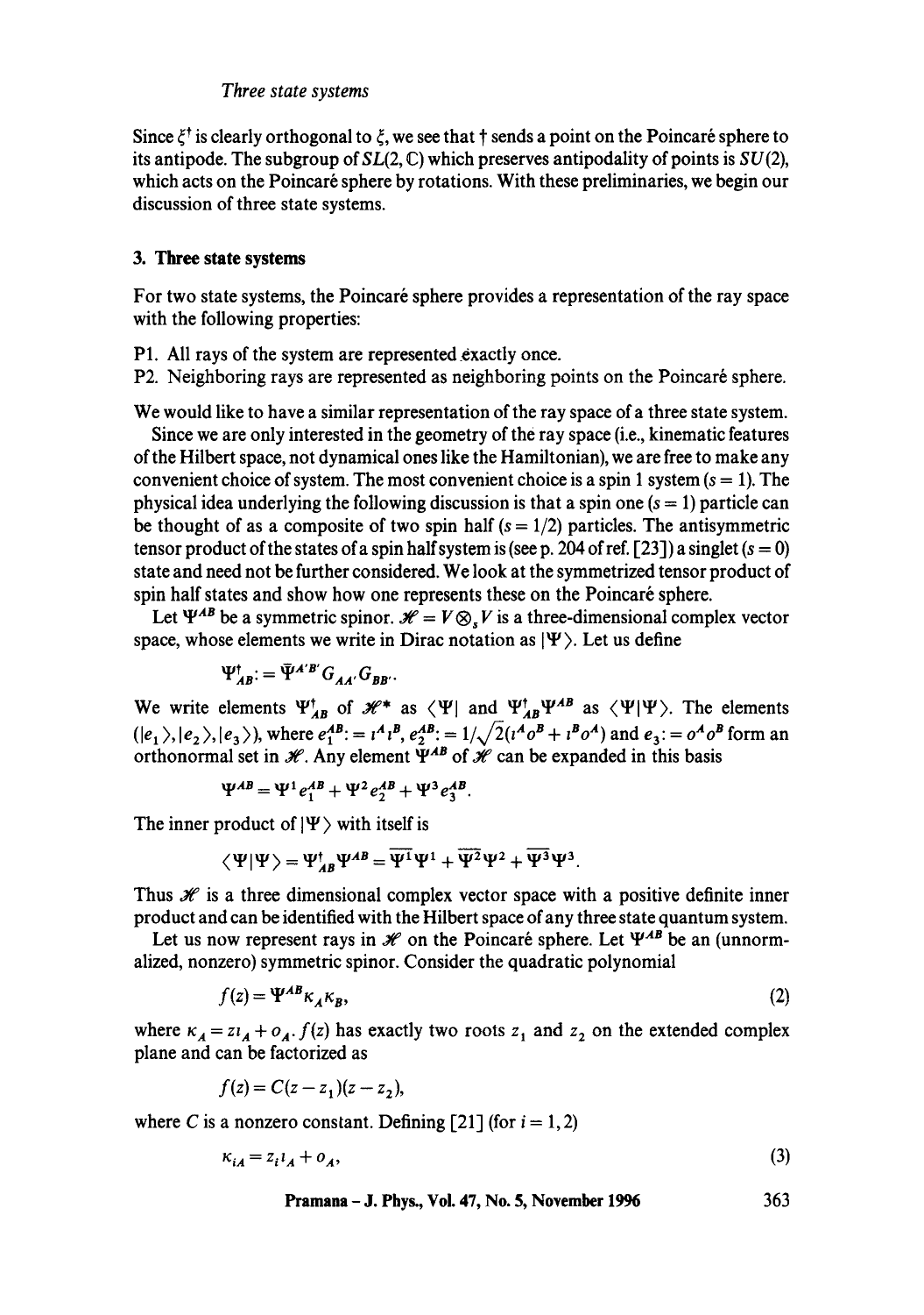Since $\xi^\dagger$ is clearly orthogonal to $\xi$, we see that $\dagger$ sends a point on the Poincaré sphere to its antipode. The subgroup of $SL(2, \mathbb{C})$ which preserves antipodality of points is $SU(2)$, which acts on the Poincaré sphere by rotations. With these preliminaries, we begin our discussion of three state systems.

## 3. Three state systems

For two state systems, the Poincaré sphere provides a representation of the ray space with the following properties:

P1. All rays of the system are represented exactly once.

P2. Neighboring rays are represented as neighboring points on the Poincaré sphere.

We would like to have a similar representation of the ray space of a three state system.

Since we are only interested in the geometry of the ray space (i.e., kinematic features of the Hilbert space, not dynamical ones like the Hamiltonian), we are free to make any convenient choice of system. The most convenient choice is a spin 1 system ($s = 1$). The physical idea underlying the following discussion is that a spin one ($s = 1$) particle can be thought of as a composite of two spin half ($s = 1/2$) particles. The antisymmetric tensor product of the states of a spin half system is (see p. 204 of ref. [23]) a singlet ($s = 0$) state and need not be further considered. We look at the symmetrized tensor product of spin half states and show how one represents these on the Poincaré sphere.

Let $\Psi^{AB}$ be a symmetric spinor. $\mathscr{H} = V \otimes_s V$ is a three-dimensional complex vector space, whose elements we write in Dirac notation as $|\Psi\rangle$. Let us define

$$\Psi^\dagger_{AB} := \bar{\Psi}^{A'B'} G_{AA'} G_{BB'}.$$

We write elements $\Psi^\dagger_{AB}$ of $\mathscr{H}^*$ as $\langle \Psi |$ and $\Psi^\dagger_{AB}\Psi^{AB}$ as $\langle \Psi | \Psi \rangle$. The elements $(|e_1\rangle, |e_2\rangle, |e_3\rangle)$, where $e_1^{AB} := \iota^A \iota^B$, $e_2^{AB} := 1/\sqrt{2}(\iota^A o^B + \iota^B o^A)$ and $e_3 := o^A o^B$ form an orthonormal set in $\mathscr{H}$. Any element $\Psi^{AB}$ of $\mathscr{H}$ can be expanded in this basis

$$\Psi^{AB} = \Psi^1 e_1^{AB} + \Psi^2 e_2^{AB} + \Psi^3 e_3^{AB}.$$

The inner product of $|\Psi\rangle$ with itself is

$$\langle \Psi | \Psi \rangle = \Psi^\dagger_{AB}\Psi^{AB} = \overline{\Psi^1}\Psi^1 + \overline{\Psi^2}\Psi^2 + \overline{\Psi^3}\Psi^3.$$

Thus $\mathscr{H}$ is a three dimensional complex vector space with a positive definite inner product and can be identified with the Hilbert space of any three state quantum system.

Let us now represent rays in $\mathscr{H}$ on the Poincaré sphere. Let $\Psi^{AB}$ be an (unnormalized, nonzero) symmetric spinor. Consider the quadratic polynomial

$$f(z) = \Psi^{AB}\kappa_A \kappa_B, \tag{2}$$

where $\kappa_A = z\iota_A + o_A$. $f(z)$ has exactly two roots $z_1$ and $z_2$ on the extended complex plane and can be factorized as

$$f(z) = C(z - z_1)(z - z_2),$$

where $C$ is a nonzero constant. Defining [21] (for $i = 1, 2$)

$$\kappa_{iA} = z_i \iota_A + o_A, \tag{3}$$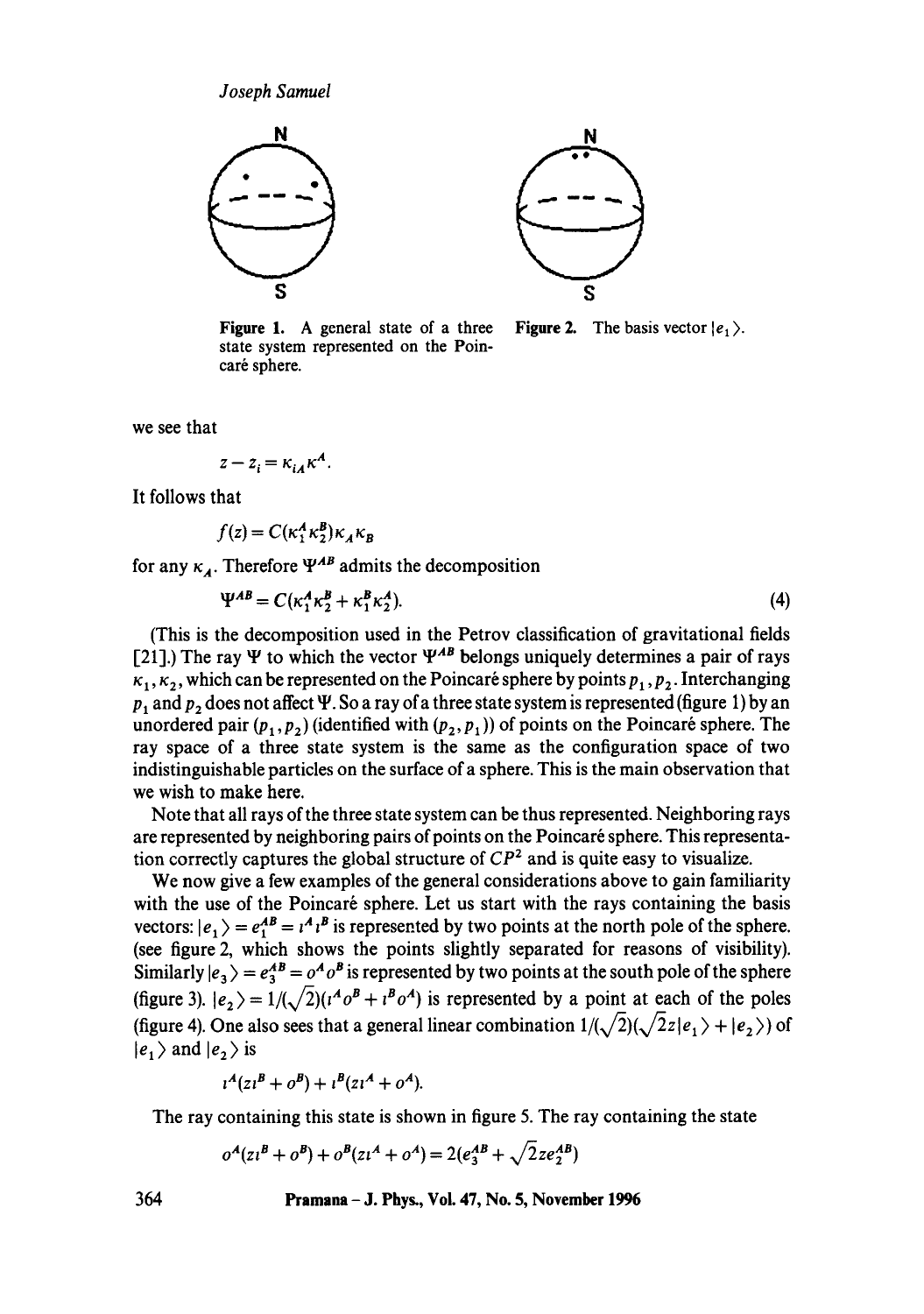Figure 1. A general state of a three state system represented on the Poincaré sphere.

Figure 2. The basis vector $|e_1\rangle$.

we see that

$$z - z_i = \kappa_{iA}\kappa^A.$$

It follows that

$$f(z) = C(\kappa_1^A \kappa_2^B)\kappa_A \kappa_B$$

for any $\kappa_A$. Therefore $\Psi^{AB}$ admits the decomposition

$$\Psi^{AB} = C(\kappa_1^A \kappa_2^B + \kappa_1^B \kappa_2^A). \tag{4}$$

(This is the decomposition used in the Petrov classification of gravitational fields [21].) The ray $\Psi$ to which the vector $\Psi^{AB}$ belongs uniquely determines a pair of rays $\kappa_1, \kappa_2$, which can be represented on the Poincaré sphere by points $p_1, p_2$. Interchanging $p_1$ and $p_2$ does not affect $\Psi$. So a ray of a three state system is represented (figure 1) by an unordered pair $(p_1, p_2)$ (identified with $(p_2, p_1)$) of points on the Poincaré sphere. The ray space of a three state system is the same as the configuration space of two indistinguishable particles on the surface of a sphere. This is the main observation that we wish to make here.

Note that all rays of the three state system can be thus represented. Neighboring rays are represented by neighboring pairs of points on the Poincaré sphere. This representation correctly captures the global structure of $CP^2$ and is quite easy to visualize.

We now give a few examples of the general considerations above to gain familiarity with the use of the Poincaré sphere. Let us start with the rays containing the basis vectors: $|e_1\rangle = e_1^{AB} = \iota^A \iota^B$ is represented by two points at the north pole of the sphere. (see figure 2, which shows the points slightly separated for reasons of visibility). Similarly $|e_3\rangle = e_3^{AB} = o^A o^B$ is represented by two points at the south pole of the sphere (figure 3). $|e_2\rangle = 1/(\sqrt{2})(\iota^A o^B + \iota^B o^A)$ is represented by a point at each of the poles (figure 4). One also sees that a general linear combination $1/(\sqrt{2})(\sqrt{2}z|e_1\rangle + |e_2\rangle)$ of $|e_1\rangle$ and $|e_2\rangle$ is

$$\iota^A(z\iota^B + o^B) + \iota^B(z\iota^A + o^A).$$

The ray containing this state is shown in figure 5. The ray containing the state

$$o^A(z\iota^B + o^B) + o^B(z\iota^A + o^A) = 2(e_3^{AB} + \sqrt{2}ze_2^{AB})$$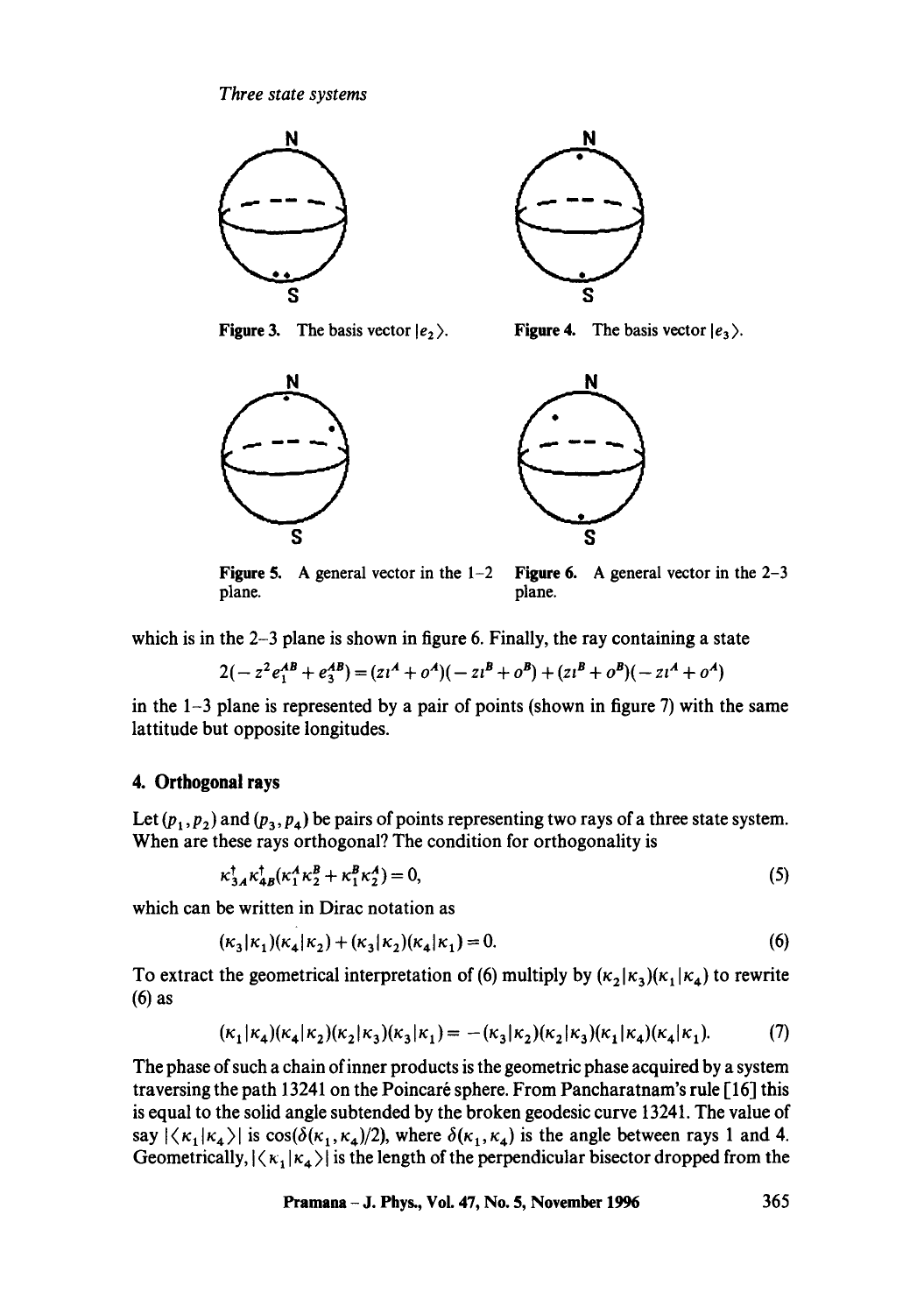Figure 3. The basis vector $|e_2\rangle$.

Figure 4. The basis vector $|e_3\rangle$.

Figure 5. A general vector in the 1–2 plane.

Figure 6. A general vector in the 2–3 plane.

which is in the 2–3 plane is shown in figure 6. Finally, the ray containing a state

$$2(-z^2 e_1^{AB} + e_3^{AB}) = (z\iota^A + o^A)(-z\iota^B + o^B) + (z\iota^B + o^B)(-z\iota^A + o^A)$$

in the 1–3 plane is represented by a pair of points (shown in figure 7) with the same lattitude but opposite longitudes.

## 4. Orthogonal rays

Let $(p_1, p_2)$ and $(p_3, p_4)$ be pairs of points representing two rays of a three state system. When are these rays orthogonal? The condition for orthogonality is

$$\kappa_{3A}^{\dagger}\kappa_{4B}^{\dagger}(\kappa_1^A \kappa_2^B + \kappa_1^B \kappa_2^A) = 0, \tag{5}$$

which can be written in Dirac notation as

$$(\kappa_3|\kappa_1)(\kappa_4|\kappa_2) + (\kappa_3|\kappa_2)(\kappa_4|\kappa_1) = 0. \tag{6}$$

To extract the geometrical interpretation of (6) multiply by $(\kappa_2|\kappa_3)(\kappa_1|\kappa_4)$ to rewrite (6) as

$$(\kappa_1|\kappa_4)(\kappa_4|\kappa_2)(\kappa_2|\kappa_3)(\kappa_3|\kappa_1) = -(\kappa_3|\kappa_2)(\kappa_2|\kappa_3)(\kappa_1|\kappa_4)(\kappa_4|\kappa_1). \tag{7}$$

The phase of such a chain of inner products is the geometric phase acquired by a system traversing the path 13241 on the Poincaré sphere. From Pancharatnam's rule [16] this is equal to the solid angle subtended by the broken geodesic curve 13241. The value of say $|\langle\kappa_1|\kappa_4\rangle|$ is $\cos(\delta(\kappa_1, \kappa_4)/2)$, where $\delta(\kappa_1, \kappa_4)$ is the angle between rays 1 and 4. Geometrically, $|\langle\kappa_1|\kappa_4\rangle|$ is the length of the perpendicular bisector dropped from the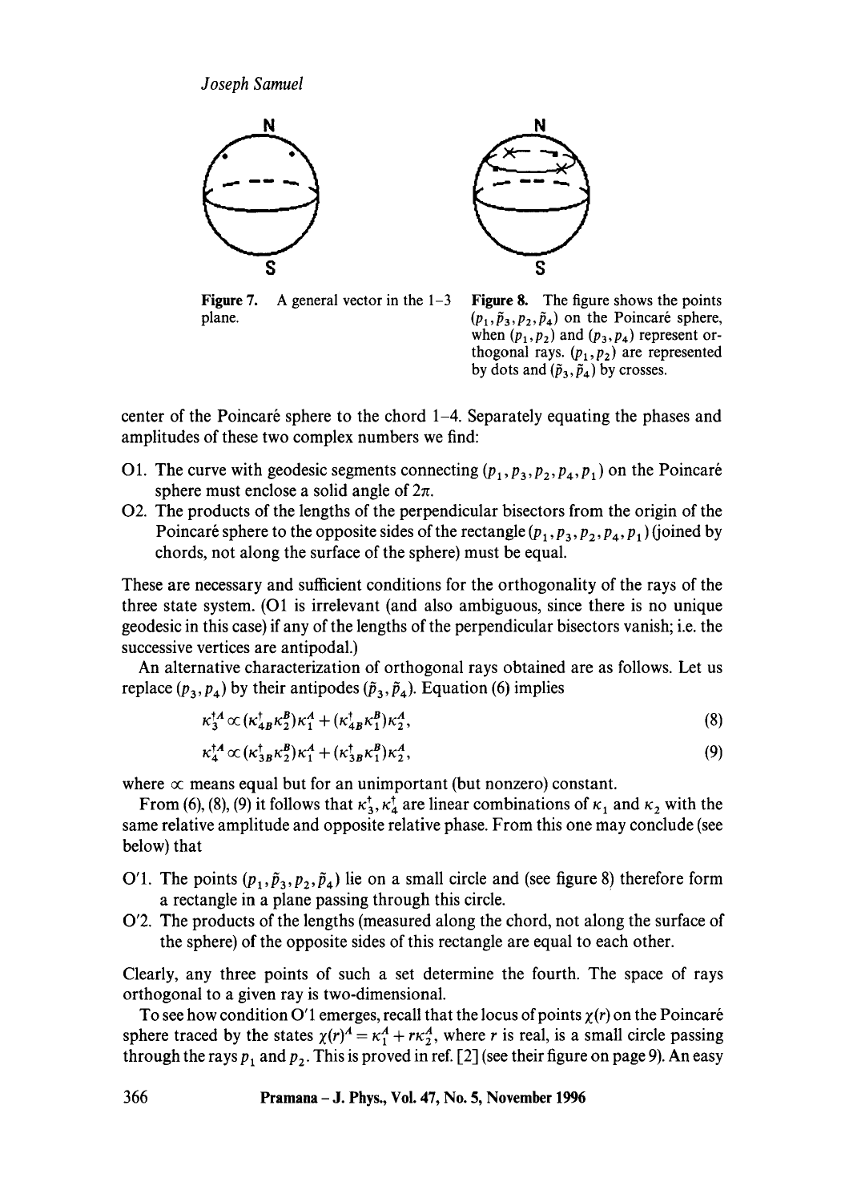**Figure 7.** A general vector in the 1–3 plane.

**Figure 8.** The figure shows the points $(p_1, \tilde{p}_3, p_2, \tilde{p}_4)$ on the Poincaré sphere, when $(p_1, p_2)$ and $(p_3, p_4)$ represent orthogonal rays. $(p_1, p_2)$ are represented by dots and $(\tilde{p}_3, \tilde{p}_4)$ by crosses.

center of the Poincaré sphere to the chord 1–4. Separately equating the phases and amplitudes of these two complex numbers we find:

O1. The curve with geodesic segments connecting $(p_1, p_3, p_2, p_4, p_1)$ on the Poincaré sphere must enclose a solid angle of $2\pi$.

O2. The products of the lengths of the perpendicular bisectors from the origin of the Poincaré sphere to the opposite sides of the rectangle $(p_1, p_3, p_2, p_4, p_1)$ (joined by chords, not along the surface of the sphere) must be equal.

These are necessary and sufficient conditions for the orthogonality of the rays of the three state system. (O1 is irrelevant (and also ambiguous, since there is no unique geodesic in this case) if any of the lengths of the perpendicular bisectors vanish; i.e. the successive vertices are antipodal.)

An alternative characterization of orthogonal rays obtained are as follows. Let us replace $(p_3, p_4)$ by their antipodes $(\tilde{p}_3, \tilde{p}_4)$. Equation (6) implies

$$\kappa_3^{\dagger A} \propto (\kappa_{4B}^{\dagger} \kappa_2^B) \kappa_1^A + (\kappa_{4B}^{\dagger} \kappa_1^B) \kappa_2^A, \tag{8}$$

$$\kappa_4^{\dagger A} \propto (\kappa_{3B}^{\dagger} \kappa_2^B) \kappa_1^A + (\kappa_{3B}^{\dagger} \kappa_1^B) \kappa_2^A, \tag{9}$$

where $\propto$ means equal but for an unimportant (but nonzero) constant.

From (6), (8), (9) it follows that $\kappa_3^{\dagger}, \kappa_4^{\dagger}$ are linear combinations of $\kappa_1$ and $\kappa_2$ with the same relative amplitude and opposite relative phase. From this one may conclude (see below) that

O′1. The points $(p_1, \tilde{p}_3, p_2, \tilde{p}_4)$ lie on a small circle and (see figure 8) therefore form a rectangle in a plane passing through this circle.

O′2. The products of the lengths (measured along the chord, not along the surface of the sphere) of the opposite sides of this rectangle are equal to each other.

Clearly, any three points of such a set determine the fourth. The space of rays orthogonal to a given ray is two-dimensional.

To see how condition O′1 emerges, recall that the locus of points $\chi(r)$ on the Poincaré sphere traced by the states $\chi(r)^A = \kappa_1^A + r\kappa_2^A$, where $r$ is real, is a small circle passing through the rays $p_1$ and $p_2$. This is proved in ref. [2] (see their figure on page 9). An easy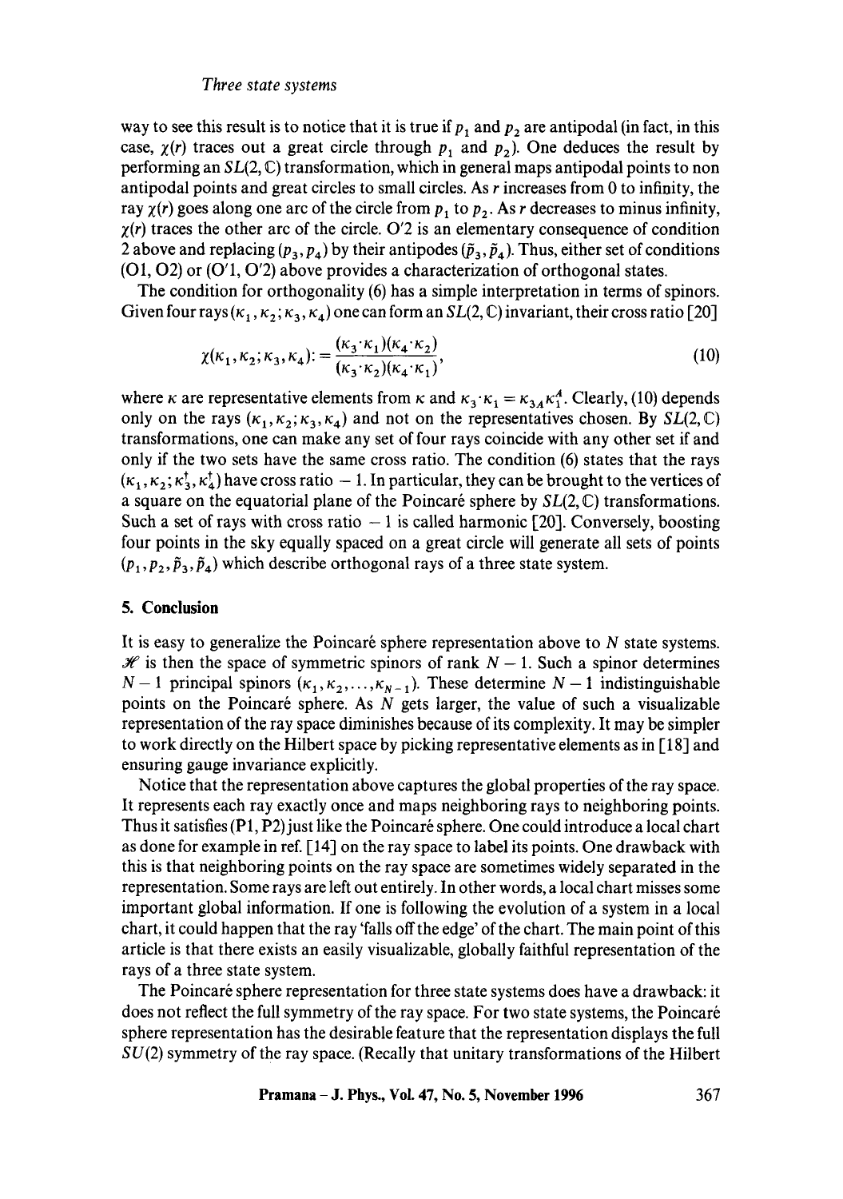way to see this result is to notice that it is true if $p_1$ and $p_2$ are antipodal (in fact, in this case, $\chi(r)$ traces out a great circle through $p_1$ and $p_2$). One deduces the result by performing an $SL(2, \mathbb{C})$ transformation, which in general maps antipodal points to non antipodal points and great circles to small circles. As $r$ increases from 0 to infinity, the ray $\chi(r)$ goes along one arc of the circle from $p_1$ to $p_2$. As $r$ decreases to minus infinity, $\chi(r)$ traces the other arc of the circle. O′2 is an elementary consequence of condition 2 above and replacing $(p_3, p_4)$ by their antipodes $(\tilde{p}_3, \tilde{p}_4)$. Thus, either set of conditions (O1, O2) or (O′1, O′2) above provides a characterization of orthogonal states.

The condition for orthogonality (6) has a simple interpretation in terms of spinors. Given four rays $(\kappa_1, \kappa_2; \kappa_3, \kappa_4)$ one can form an $SL(2, \mathbb{C})$ invariant, their cross ratio [20]

$$\chi(\kappa_1, \kappa_2; \kappa_3, \kappa_4) := \frac{(\kappa_3 \cdot \kappa_1)(\kappa_4 \cdot \kappa_2)}{(\kappa_3 \cdot \kappa_2)(\kappa_4 \cdot \kappa_1)}, \tag{10}$$

where $\kappa$ are representative elements from $\kappa$ and $\kappa_3 \cdot \kappa_1 = \kappa_{3A} \kappa_1^A$. Clearly, (10) depends only on the rays $(\kappa_1, \kappa_2; \kappa_3, \kappa_4)$ and not on the representatives chosen. By $SL(2, \mathbb{C})$ transformations, one can make any set of four rays coincide with any other set if and only if the two sets have the same cross ratio. The condition (6) states that the rays $(\kappa_1, \kappa_2; \kappa_3^\dagger, \kappa_4^\dagger)$ have cross ratio $-1$. In particular, they can be brought to the vertices of a square on the equatorial plane of the Poincaré sphere by $SL(2, \mathbb{C})$ transformations. Such a set of rays with cross ratio $-1$ is called harmonic [20]. Conversely, boosting four points in the sky equally spaced on a great circle will generate all sets of points $(p_1, p_2, \tilde{p}_3, \tilde{p}_4)$ which describe orthogonal rays of a three state system.

## 5. Conclusion

It is easy to generalize the Poincaré sphere representation above to $N$ state systems. $\mathscr{H}$ is then the space of symmetric spinors of rank $N-1$. Such a spinor determines $N-1$ principal spinors $(\kappa_1, \kappa_2, \ldots, \kappa_{N-1})$. These determine $N-1$ indistinguishable points on the Poincaré sphere. As $N$ gets larger, the value of such a visualizable representation of the ray space diminishes because of its complexity. It may be simpler to work directly on the Hilbert space by picking representative elements as in [18] and ensuring gauge invariance explicitly.

Notice that the representation above captures the global properties of the ray space. It represents each ray exactly once and maps neighboring rays to neighboring points. Thus it satisfies (P1, P2) just like the Poincaré sphere. One could introduce a local chart as done for example in ref. [14] on the ray space to label its points. One drawback with this is that neighboring points on the ray space are sometimes widely separated in the representation. Some rays are left out entirely. In other words, a local chart misses some important global information. If one is following the evolution of a system in a local chart, it could happen that the ray 'falls off the edge' of the chart. The main point of this article is that there exists an easily visualizable, globally faithful representation of the rays of a three state system.

The Poincaré sphere representation for three state systems does have a drawback: it does not reflect the full symmetry of the ray space. For two state systems, the Poincaré sphere representation has the desirable feature that the representation displays the full $SU(2)$ symmetry of the ray space. (Recall that unitary transformations of the Hilbert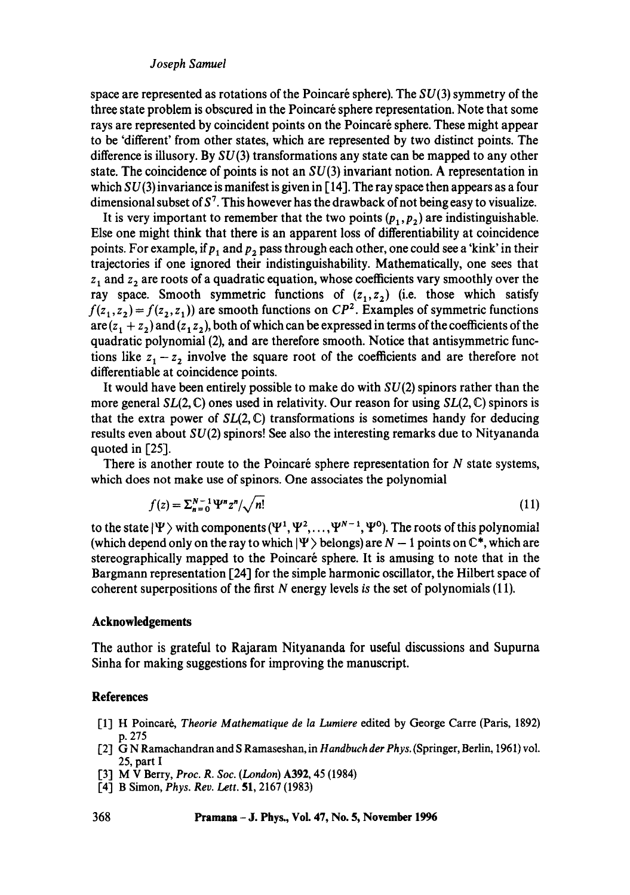space are represented as rotations of the Poincaré sphere). The $SU(3)$ symmetry of the three state problem is obscured in the Poincaré sphere representation. Note that some rays are represented by coincident points on the Poincaré sphere. These might appear to be 'different' from other states, which are represented by two distinct points. The difference is illusory. By $SU(3)$ transformations any state can be mapped to any other state. The coincidence of points is not an $SU(3)$ invariant notion. A representation in which $SU(3)$ invariance is manifest is given in [14]. The ray space then appears as a four dimensional subset of $S^7$. This however has the drawback of not being easy to visualize.

It is very important to remember that the two points $(p_1, p_2)$ are indistinguishable. Else one might think that there is an apparent loss of differentiability at coincidence points. For example, if $p_1$ and $p_2$ pass through each other, one could see a 'kink' in their trajectories if one ignored their indistinguishability. Mathematically, one sees that $z_1$ and $z_2$ are roots of a quadratic equation, whose coefficients vary smoothly over the ray space. Smooth symmetric functions of $(z_1, z_2)$ (i.e. those which satisfy $f(z_1, z_2) = f(z_2, z_1)$) are smooth functions on $CP^2$. Examples of symmetric functions are $(z_1 + z_2)$ and $(z_1 z_2)$, both of which can be expressed in terms of the coefficients of the quadratic polynomial (2), and are therefore smooth. Notice that antisymmetric functions like $z_1 - z_2$ involve the square root of the coefficients and are therefore not differentiable at coincidence points.

It would have been entirely possible to make do with $SU(2)$ spinors rather than the more general $SL(2, \mathbb{C})$ ones used in relativity. Our reason for using $SL(2, \mathbb{C})$ spinors is that the extra power of $SL(2, \mathbb{C})$ transformations is sometimes handy for deducing results even about $SU(2)$ spinors! See also the interesting remarks due to Nityananda quoted in [25].

There is another route to the Poincaré sphere representation for $N$ state systems, which does not make use of spinors. One associates the polynomial

$$f(z) = \Sigma_{n=0}^{N-1} \Psi^n z^n / \sqrt{n!} \tag{11}$$

to the state $|\Psi\rangle$ with components $(\Psi^1, \Psi^2, \ldots, \Psi^{N-1}, \Psi^0)$. The roots of this polynomial (which depend only on the ray to which $|\Psi\rangle$ belongs) are $N-1$ points on $\mathbb{C}^*$, which are stereographically mapped to the Poincaré sphere. It is amusing to note that in the Bargmann representation [24] for the simple harmonic oscillator, the Hilbert space of coherent superpositions of the first $N$ energy levels *is* the set of polynomials (11).

## Acknowledgements

The author is grateful to Rajaram Nityananda for useful discussions and Supurna Sinha for making suggestions for improving the manuscript.

## References

[1] H Poincaré, *Theorie Mathematique de la Lumiere* edited by George Carre (Paris, 1892) p. 275

[2] G N Ramachandran and S Ramaseshan, in *Handbuch der Phys.* (Springer, Berlin, 1961) vol. 25, part I

[3] M V Berry, *Proc. R. Soc. (London)* **A392**, 45 (1984)

[4] B Simon, *Phys. Rev. Lett.* **51**, 2167 (1983)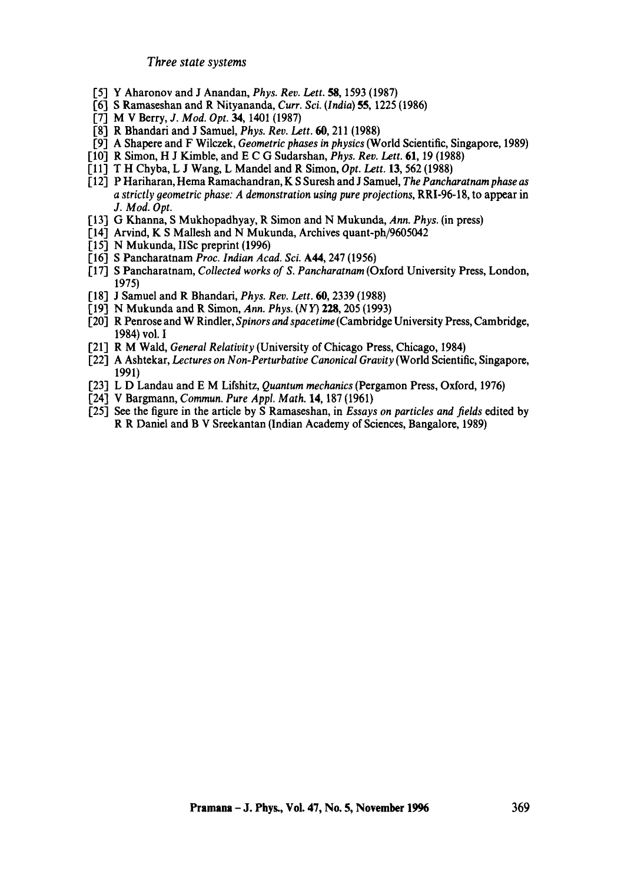[5] Y Aharonov and J Anandan, *Phys. Rev. Lett.* **58**, 1593 (1987)

[6] S Ramaseshan and R Nityananda, *Curr. Sci. (India)* **55**, 1225 (1986)

[7] M V Berry, *J. Mod. Opt.* **34**, 1401 (1987)

[8] R Bhandari and J Samuel, *Phys. Rev. Lett.* **60**, 211 (1988)

[9] A Shapere and F Wilczek, *Geometric phases in physics* (World Scientific, Singapore, 1989)

[10] R Simon, H J Kimble, and E C G Sudarshan, *Phys. Rev. Lett.* **61**, 19 (1988)

[11] T H Chyba, L J Wang, L Mandel and R Simon, *Opt. Lett.* **13**, 562 (1988)

[12] P Hariharan, Hema Ramachandran, K S Suresh and J Samuel, *The Pancharatnam phase as a strictly geometric phase: A demonstration using pure projections*, RRI-96-18, to appear in *J. Mod. Opt.*

[13] G Khanna, S Mukhopadhyay, R Simon and N Mukunda, *Ann. Phys.* (in press)

[14] Arvind, K S Mallesh and N Mukunda, Archives quant-ph/9605042

[15] N Mukunda, IISc preprint (1996)

[16] S Pancharatnam *Proc. Indian Acad. Sci.* **A44**, 247 (1956)

[17] S Pancharatnam, *Collected works of S. Pancharatnam* (Oxford University Press, London, 1975)

[18] J Samuel and R Bhandari, *Phys. Rev. Lett.* **60**, 2339 (1988)

[19] N Mukunda and R Simon, *Ann. Phys. (NY)* **228**, 205 (1993)

[20] R Penrose and W Rindler, *Spinors and spacetime* (Cambridge University Press, Cambridge, 1984) vol. I

[21] R M Wald, *General Relativity* (University of Chicago Press, Chicago, 1984)

[22] A Ashtekar, *Lectures on Non-Perturbative Canonical Gravity* (World Scientific, Singapore, 1991)

[23] L D Landau and E M Lifshitz, *Quantum mechanics* (Pergamon Press, Oxford, 1976)

[24] V Bargmann, *Commun. Pure Appl. Math.* **14**, 187 (1961)

[25] See the figure in the article by S Ramaseshan, in *Essays on particles and fields* edited by R R Daniel and B V Sreekantan (Indian Academy of Sciences, Bangalore, 1989)